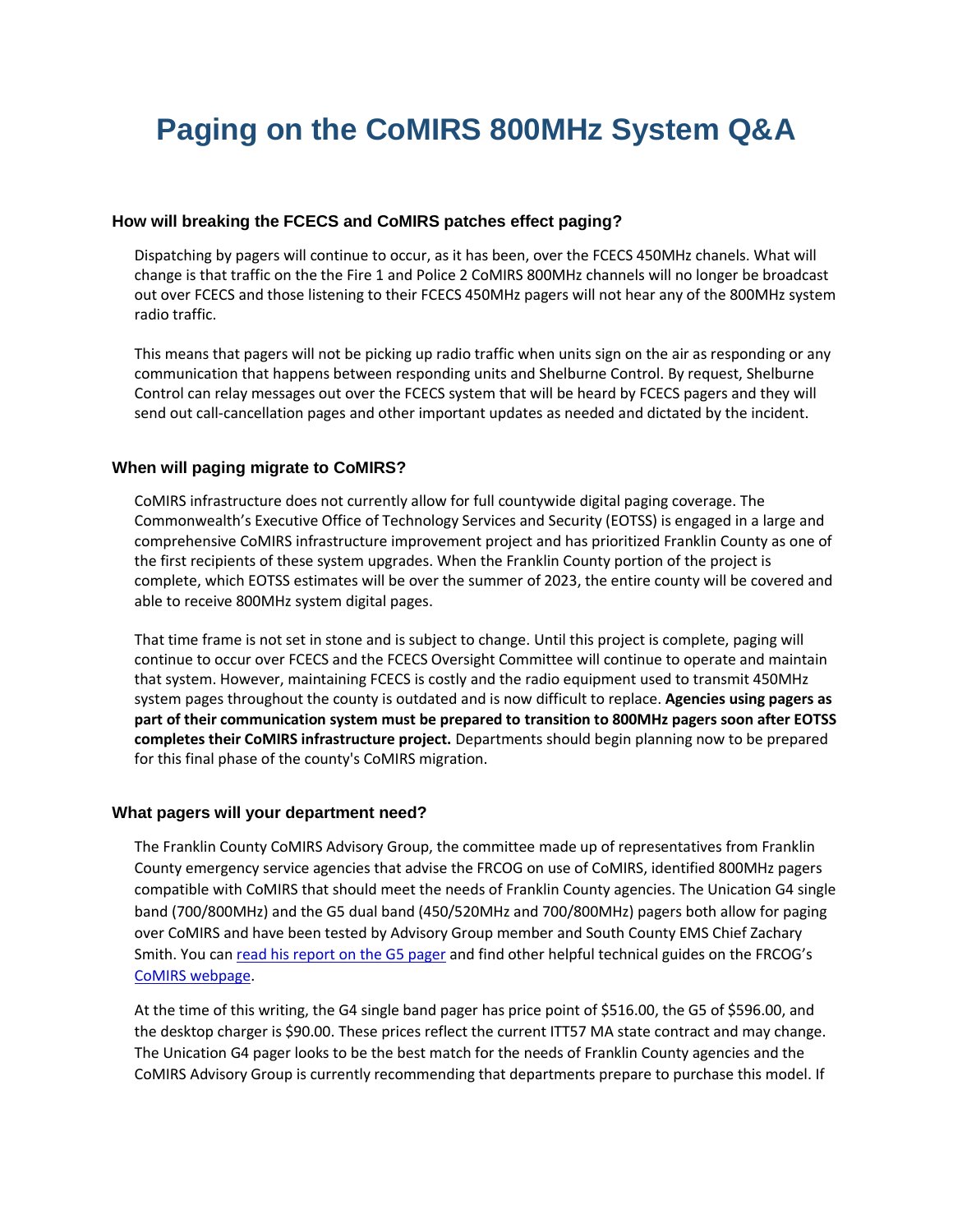# Paging on the CoMIRS 800MHz System Q&A

### How will breaking the FCECS and CoMIRS patches effect paging?

Dispatching by pagers will continue to occur, as it has been, over the FCECS 450MHz chanels. What will change is that traffic on the the Fire 1 and Police 2 CoMIRS 800MHz channels will no longer be broadcast out over FCECS and those listening to their FCECS 450MHz pagers will not hear any of the 800MHz system radio traffic.

This means that pagers will not be picking up radio traffic when units sign on the air as responding or any communication that happens between responding units and Shelburne Control. By request, Shelburne Control can relay messages out over the FCECS system that will be heard by FCECS pagers and they will send out call-cancellation pages and other important updates as needed and dictated by the incident.

### When will paging migrate to CoMIRS?

CoMIRS infrastructure does not currently allow for full countywide digital paging coverage. The Commonwealth's Executive Office of Technology Services and Security (EOTSS) is engaged in a large and comprehensive CoMIRS infrastructure improvement project and has prioritized Franklin County as one of the first recipients of these system upgrades. When the Franklin County portion of the project is complete, which EOTSS estimates will be over the summer of 2023, the entire county will be covered and able to receive 800MHz system digital pages.

That time frame is not set in stone and is subject to change. Until this project is complete, paging will continue to occur over FCECS and the FCECS Oversight Committee will continue to operate and maintain that system. However, maintaining FCECS is costly and the radio equipment used to transmit 450MHz system pages throughout the county is outdated and is now difficult to replace. **Agencies using pagers as part of their communication system must be prepared to transition to 800MHz pagers soon after EOTSS completes their CoMIRS infrastructure project.** Departments should begin planning now to be prepared for this final phase of the county's CoMIRS migration.

### What pagers will your department need?

The Franklin County CoMIRS Advisory Group, the committee made up of representatives from Franklin County emergency service agencies that advise the FRCOG on use of CoMIRS, identified 800MHz pagers compatible with CoMIRS that should meet the needs of Franklin County agencies. The Unication G4 single band (700/800MHz) and the G5 dual band (450/520MHz and 700/800MHz) pagers both allow for paging over CoMIRS and have been tested by Advisory Group member and South County EMS Chief Zachary Smith. You can read his report on the G5 pager and find other helpful technical guides on the FRCOG's CoMIRS webpage.

At the time of this writing, the G4 single band pager has price point of $516.00, the G5 of $596.00, and the desktop charger is $90.00. These prices reflect the current ITT57 MA state contract and may change. The Unication G4 pager looks to be the best match for the needs of Franklin County agencies and the CoMIRS Advisory Group is currently recommending that departments prepare to purchase this model. If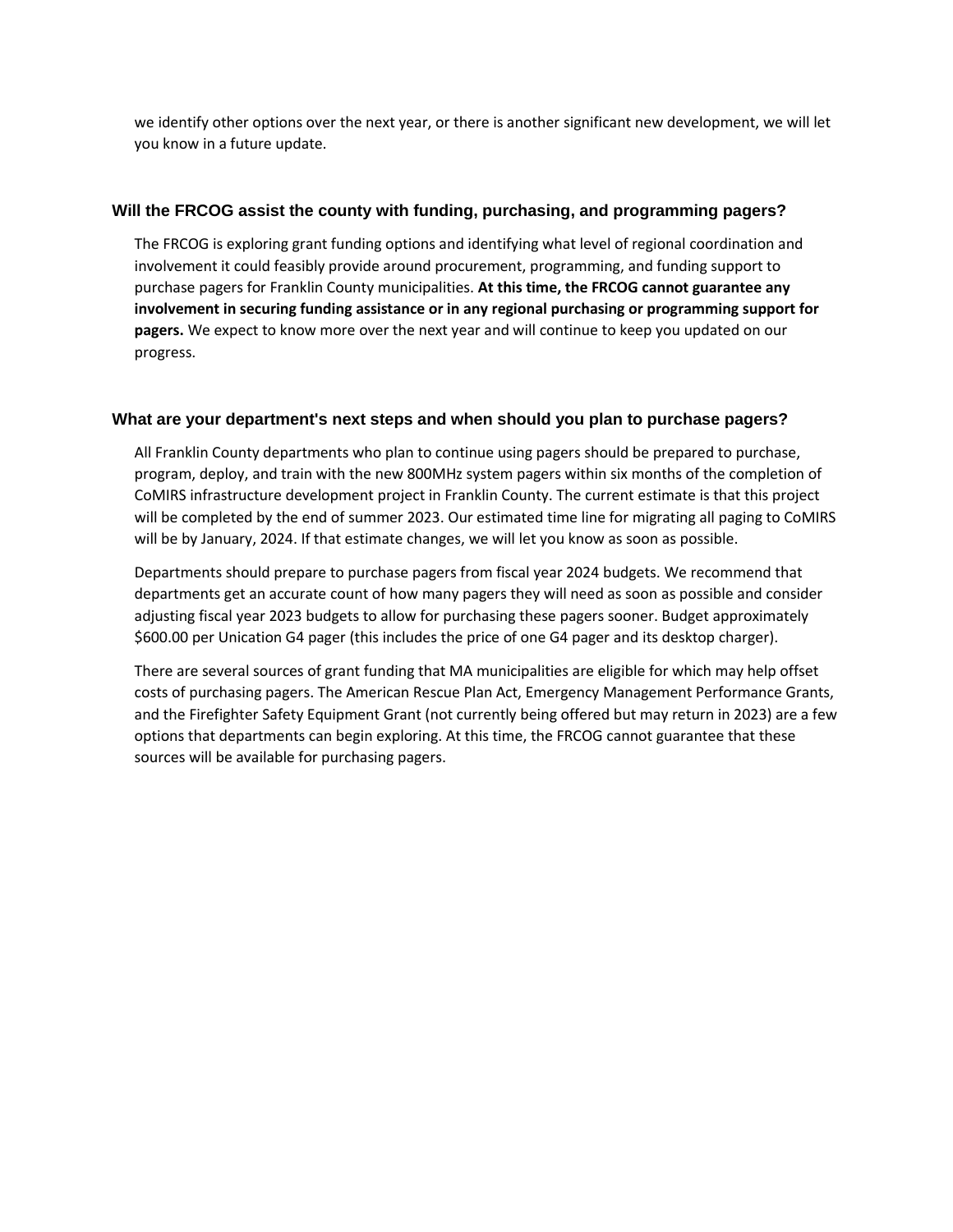we identify other options over the next year, or there is another significant new development, we will let you know in a future update.

### Will the FRCOG assist the county with funding, purchasing, and programming pagers?

The FRCOG is exploring grant funding options and identifying what level of regional coordination and involvement it could feasibly provide around procurement, programming, and funding support to purchase pagers for Franklin County municipalities. **At this time, the FRCOG cannot guarantee any involvement in securing funding assistance or in any regional purchasing or programming support for pagers.** We expect to know more over the next year and will continue to keep you updated on our progress.

### What are your department's next steps and when should you plan to purchase pagers?

All Franklin County departments who plan to continue using pagers should be prepared to purchase, program, deploy, and train with the new 800MHz system pagers within six months of the completion of CoMIRS infrastructure development project in Franklin County. The current estimate is that this project will be completed by the end of summer 2023. Our estimated time line for migrating all paging to CoMIRS will be by January, 2024. If that estimate changes, we will let you know as soon as possible.

Departments should prepare to purchase pagers from fiscal year 2024 budgets. We recommend that departments get an accurate count of how many pagers they will need as soon as possible and consider adjusting fiscal year 2023 budgets to allow for purchasing these pagers sooner. Budget approximately $600.00 per Unication G4 pager (this includes the price of one G4 pager and its desktop charger).

There are several sources of grant funding that MA municipalities are eligible for which may help offset costs of purchasing pagers. The American Rescue Plan Act, Emergency Management Performance Grants, and the Firefighter Safety Equipment Grant (not currently being offered but may return in 2023) are a few options that departments can begin exploring. At this time, the FRCOG cannot guarantee that these sources will be available for purchasing pagers.